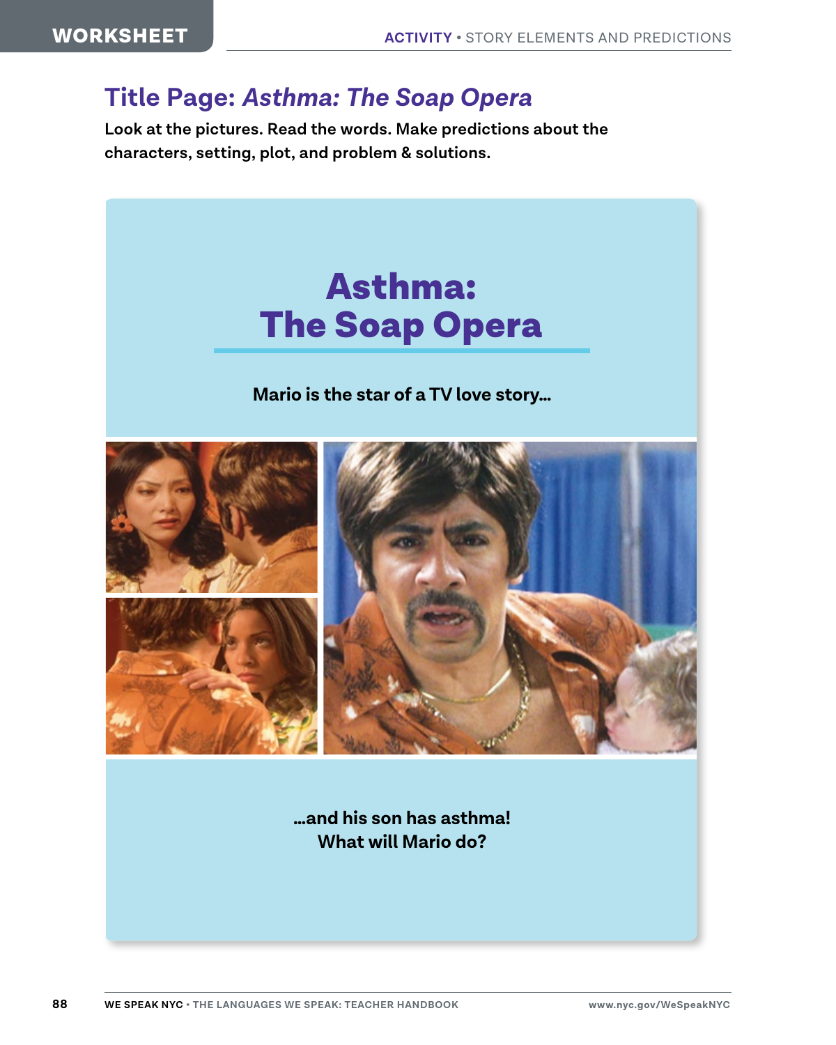## Title Page: *Asthma: The Soap Opera*

**Look at the pictures. Read the words. Make predictions about the characters, setting, plot, and problem & solutions.**

# Asthma: The Soap Opera

**Mario is the star of a TV love story...**

**...and his son has asthma!**
**What will Mario do?**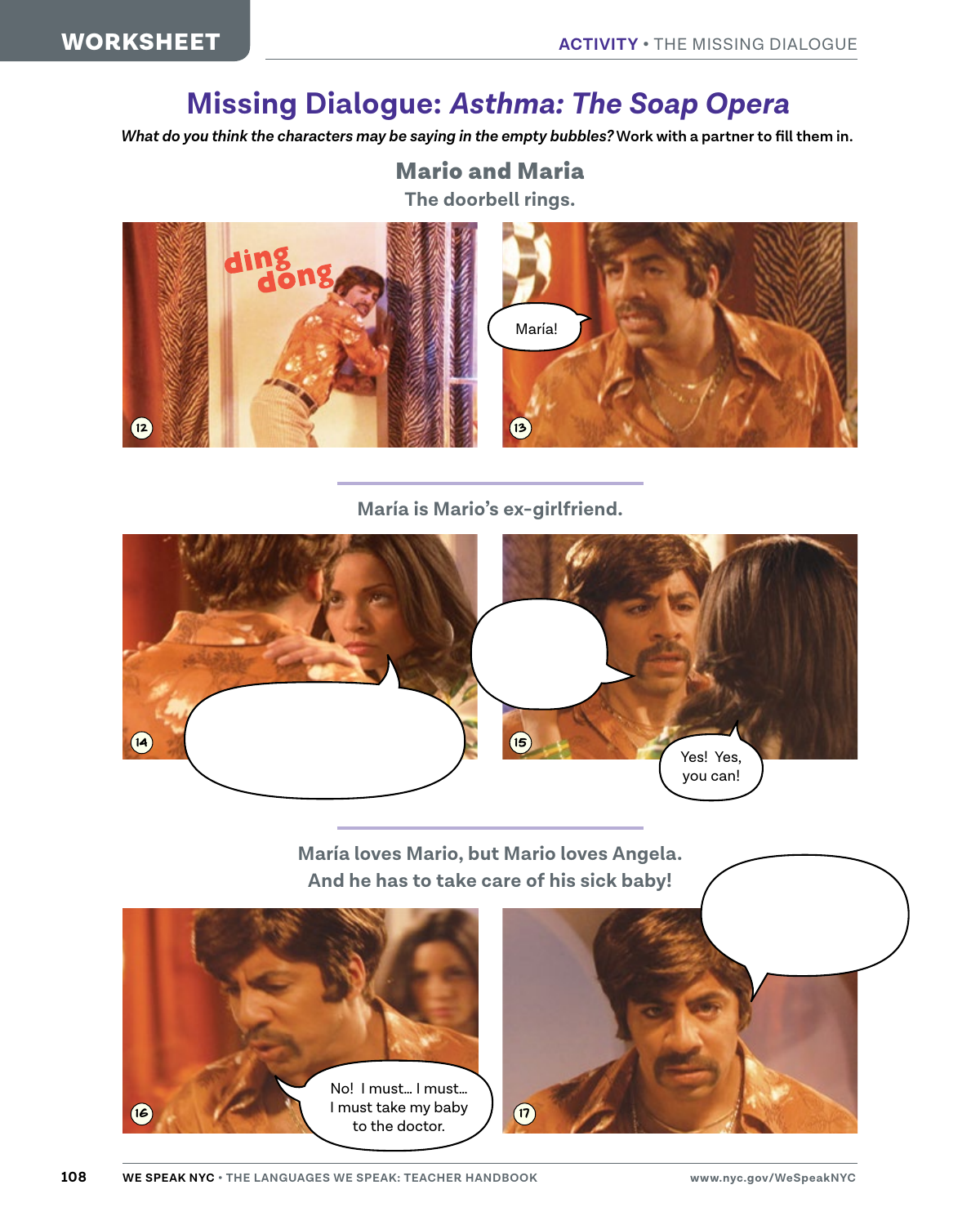WORKSHEET

ACTIVITY • THE MISSING DIALOGUE

# Missing Dialogue: *Asthma: The Soap Opera*

***What do you think the characters may be saying in the empty bubbles?*** **Work with a partner to fill them in.**

## Mario and Maria

The doorbell rings.

12 ding dong

13 María!

María is Mario's ex-girlfriend.

14

15 Yes! Yes, you can!

María loves Mario, but Mario loves Angela.
And he has to take care of his sick baby!

16 No! I must... I must... I must take my baby to the doctor.

17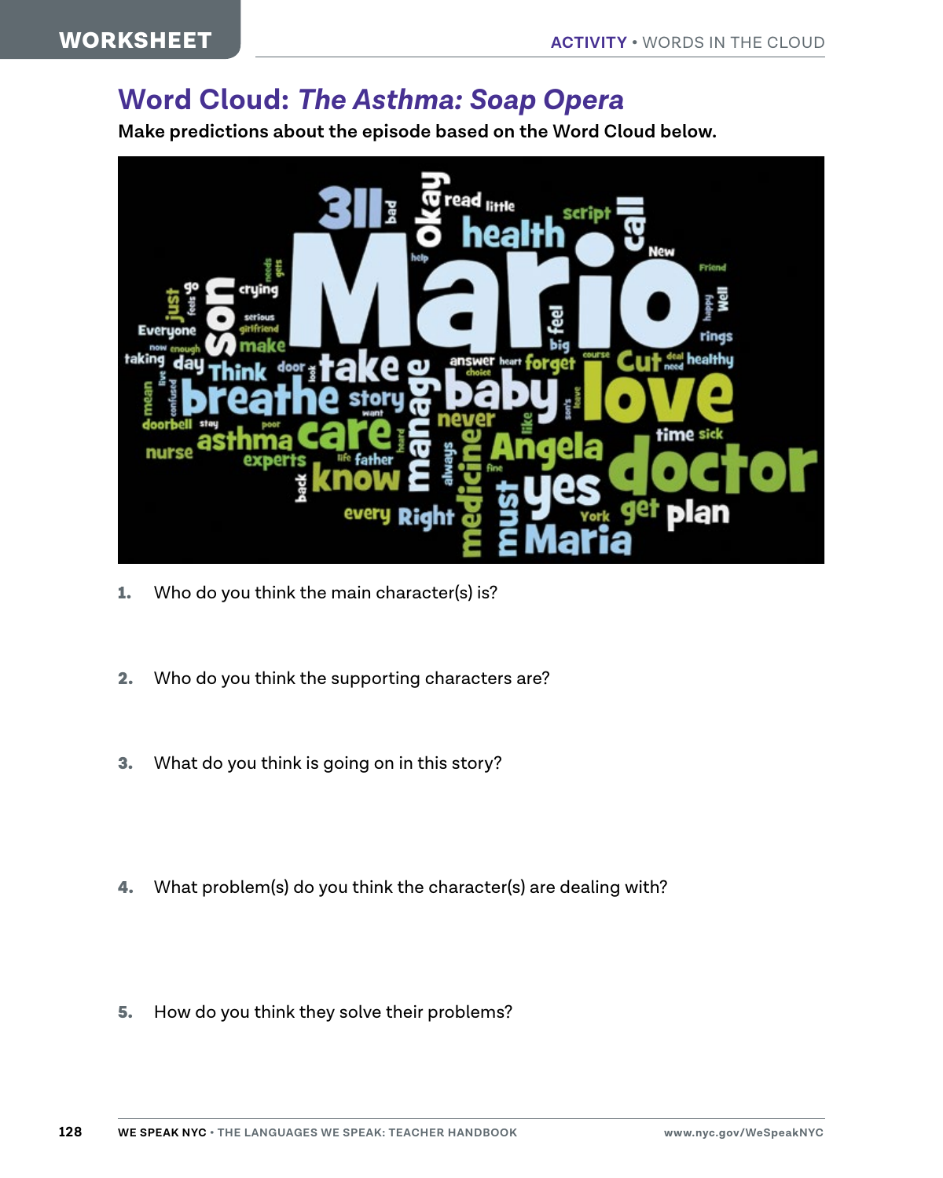# Word Cloud: *The Asthma: Soap Opera*

**Make predictions about the episode based on the Word Cloud below.**

311 bad okay read little script health call help Mario New Friend just go feels son crying needs gets serious girlfriend Everyone now enough make happy well feel big rings taking day Think door take look manage answer heart forget choice course Cut deal need healthy live mean confused breathe story want baby son's leave love doorbell stay poor asthma care never like time sick nurse experts life father know heard always medicine Angela fine doctor back every Right must yes York get plan Maria

1. Who do you think the main character(s) is?

2. Who do you think the supporting characters are?

3. What do you think is going on in this story?

4. What problem(s) do you think the character(s) are dealing with?

5. How do you think they solve their problems?